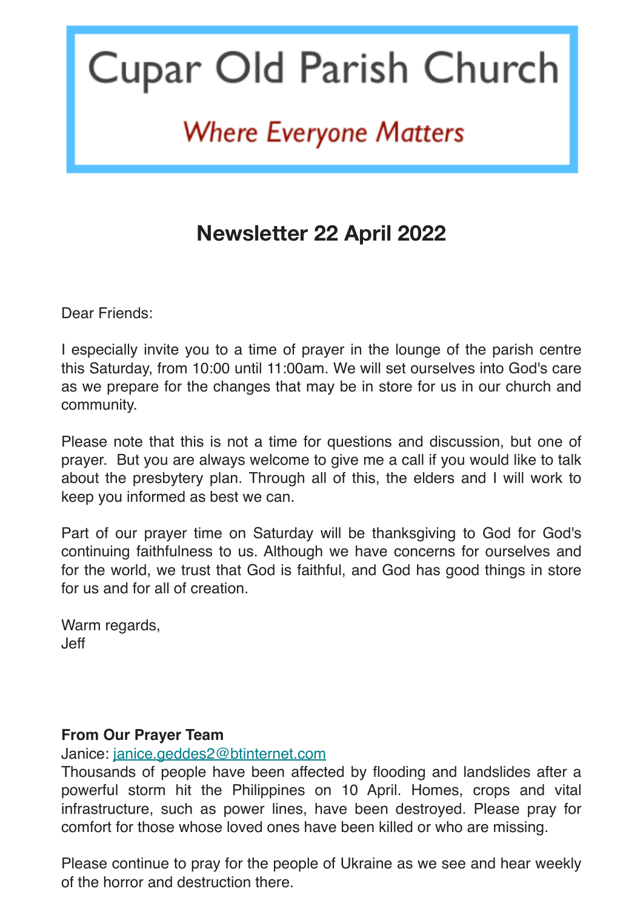# Cupar Old Parish Church

*Where Everyone Matters*

## Newsletter 22 April 2022

Dear Friends:

I especially invite you to a time of prayer in the lounge of the parish centre this Saturday, from 10:00 until 11:00am. We will set ourselves into God's care as we prepare for the changes that may be in store for us in our church and community.

Please note that this is not a time for questions and discussion, but one of prayer. But you are always welcome to give me a call if you would like to talk about the presbytery plan. Through all of this, the elders and I will work to keep you informed as best we can.

Part of our prayer time on Saturday will be thanksgiving to God for God's continuing faithfulness to us. Although we have concerns for ourselves and for the world, we trust that God is faithful, and God has good things in store for us and for all of creation.

Warm regards,
Jeff

**From Our Prayer Team**
Janice: janice.geddes2@btinternet.com
Thousands of people have been affected by flooding and landslides after a powerful storm hit the Philippines on 10 April. Homes, crops and vital infrastructure, such as power lines, have been destroyed. Please pray for comfort for those whose loved ones have been killed or who are missing.

Please continue to pray for the people of Ukraine as we see and hear weekly of the horror and destruction there.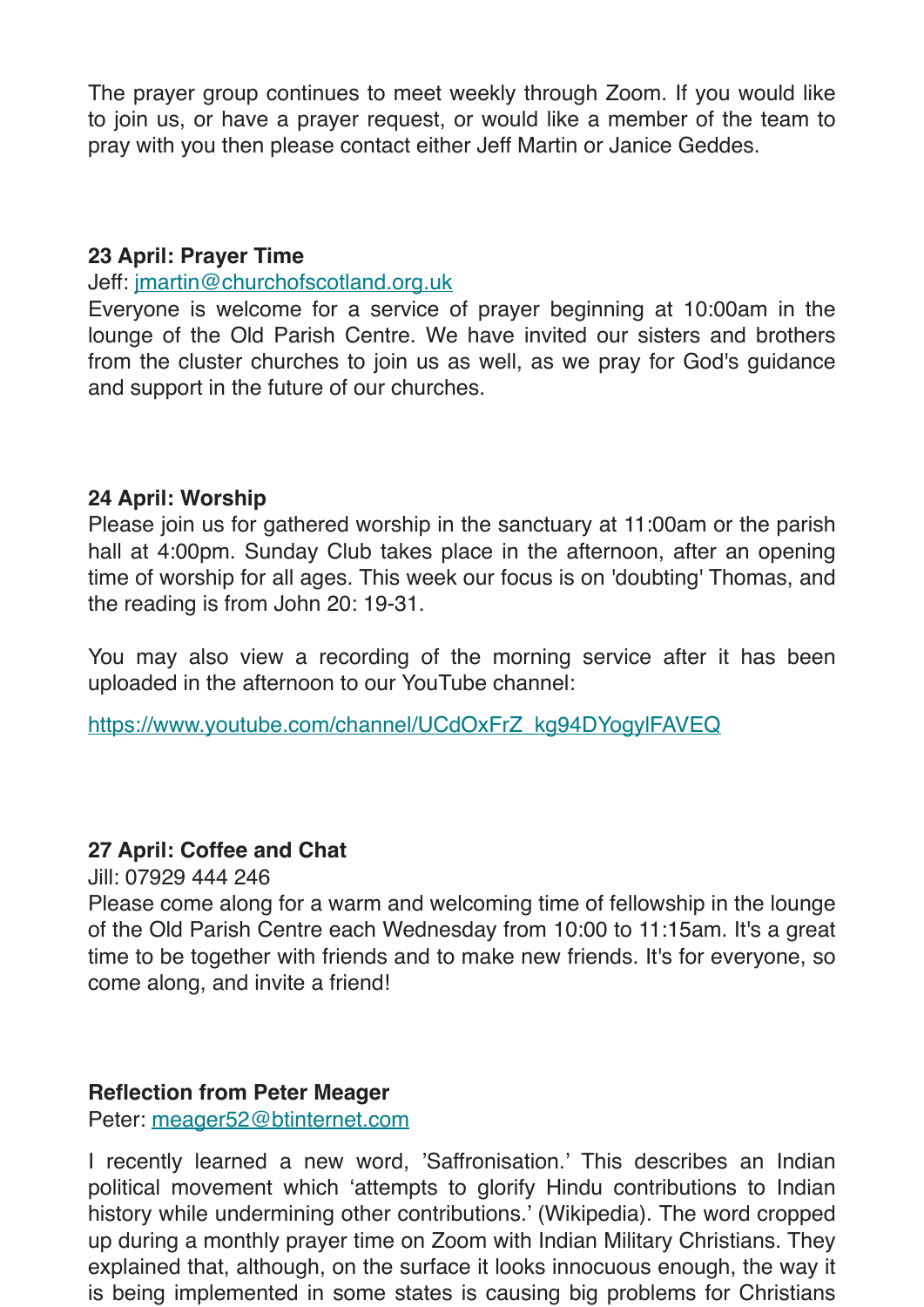The prayer group continues to meet weekly through Zoom. If you would like to join us, or have a prayer request, or would like a member of the team to pray with you then please contact either Jeff Martin or Janice Geddes.

**23 April: Prayer Time**

Jeff: jmartin@churchofscotland.org.uk

Everyone is welcome for a service of prayer beginning at 10:00am in the lounge of the Old Parish Centre. We have invited our sisters and brothers from the cluster churches to join us as well, as we pray for God's guidance and support in the future of our churches.

**24 April: Worship**

Please join us for gathered worship in the sanctuary at 11:00am or the parish hall at 4:00pm. Sunday Club takes place in the afternoon, after an opening time of worship for all ages. This week our focus is on 'doubting' Thomas, and the reading is from John 20: 19-31.

You may also view a recording of the morning service after it has been uploaded in the afternoon to our YouTube channel:

https://www.youtube.com/channel/UCdOxFrZ_kg94DYogylFAVEQ

**27 April: Coffee and Chat**

Jill: 07929 444 246

Please come along for a warm and welcoming time of fellowship in the lounge of the Old Parish Centre each Wednesday from 10:00 to 11:15am. It's a great time to be together with friends and to make new friends. It's for everyone, so come along, and invite a friend!

**Reflection from Peter Meager**

Peter: meager52@btinternet.com

I recently learned a new word, 'Saffronisation.' This describes an Indian political movement which 'attempts to glorify Hindu contributions to Indian history while undermining other contributions.' (Wikipedia). The word cropped up during a monthly prayer time on Zoom with Indian Military Christians. They explained that, although, on the surface it looks innocuous enough, the way it is being implemented in some states is causing big problems for Christians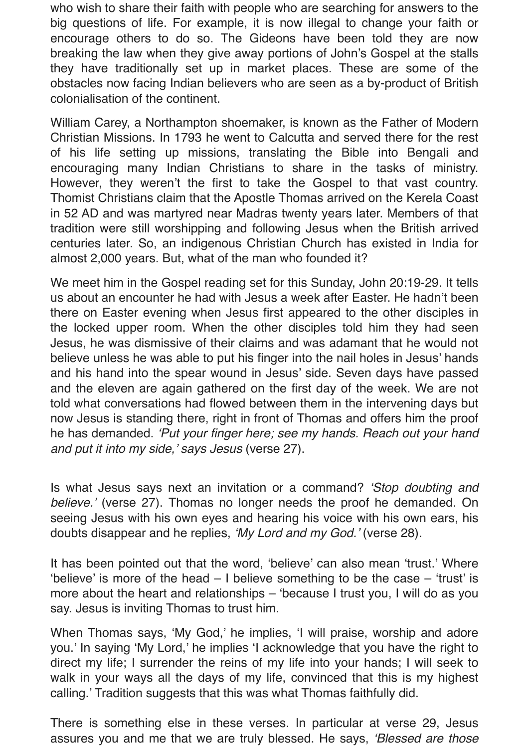who wish to share their faith with people who are searching for answers to the big questions of life. For example, it is now illegal to change your faith or encourage others to do so. The Gideons have been told they are now breaking the law when they give away portions of John's Gospel at the stalls they have traditionally set up in market places. These are some of the obstacles now facing Indian believers who are seen as a by-product of British colonialisation of the continent.

William Carey, a Northampton shoemaker, is known as the Father of Modern Christian Missions. In 1793 he went to Calcutta and served there for the rest of his life setting up missions, translating the Bible into Bengali and encouraging many Indian Christians to share in the tasks of ministry. However, they weren't the first to take the Gospel to that vast country. Thomist Christians claim that the Apostle Thomas arrived on the Kerela Coast in 52 AD and was martyred near Madras twenty years later. Members of that tradition were still worshipping and following Jesus when the British arrived centuries later. So, an indigenous Christian Church has existed in India for almost 2,000 years. But, what of the man who founded it?

We meet him in the Gospel reading set for this Sunday, John 20:19-29. It tells us about an encounter he had with Jesus a week after Easter. He hadn't been there on Easter evening when Jesus first appeared to the other disciples in the locked upper room. When the other disciples told him they had seen Jesus, he was dismissive of their claims and was adamant that he would not believe unless he was able to put his finger into the nail holes in Jesus' hands and his hand into the spear wound in Jesus' side. Seven days have passed and the eleven are again gathered on the first day of the week. We are not told what conversations had flowed between them in the intervening days but now Jesus is standing there, right in front of Thomas and offers him the proof he has demanded. *'Put your finger here; see my hands. Reach out your hand and put it into my side,' says Jesus* (verse 27).

Is what Jesus says next an invitation or a command? *'Stop doubting and believe.'* (verse 27). Thomas no longer needs the proof he demanded. On seeing Jesus with his own eyes and hearing his voice with his own ears, his doubts disappear and he replies, *'My Lord and my God.'* (verse 28).

It has been pointed out that the word, 'believe' can also mean 'trust.' Where 'believe' is more of the head – I believe something to be the case – 'trust' is more about the heart and relationships – 'because I trust you, I will do as you say. Jesus is inviting Thomas to trust him.

When Thomas says, 'My God,' he implies, 'I will praise, worship and adore you.' In saying 'My Lord,' he implies 'I acknowledge that you have the right to direct my life; I surrender the reins of my life into your hands; I will seek to walk in your ways all the days of my life, convinced that this is my highest calling.' Tradition suggests that this was what Thomas faithfully did.

There is something else in these verses. In particular at verse 29, Jesus assures you and me that we are truly blessed. He says, *'Blessed are those*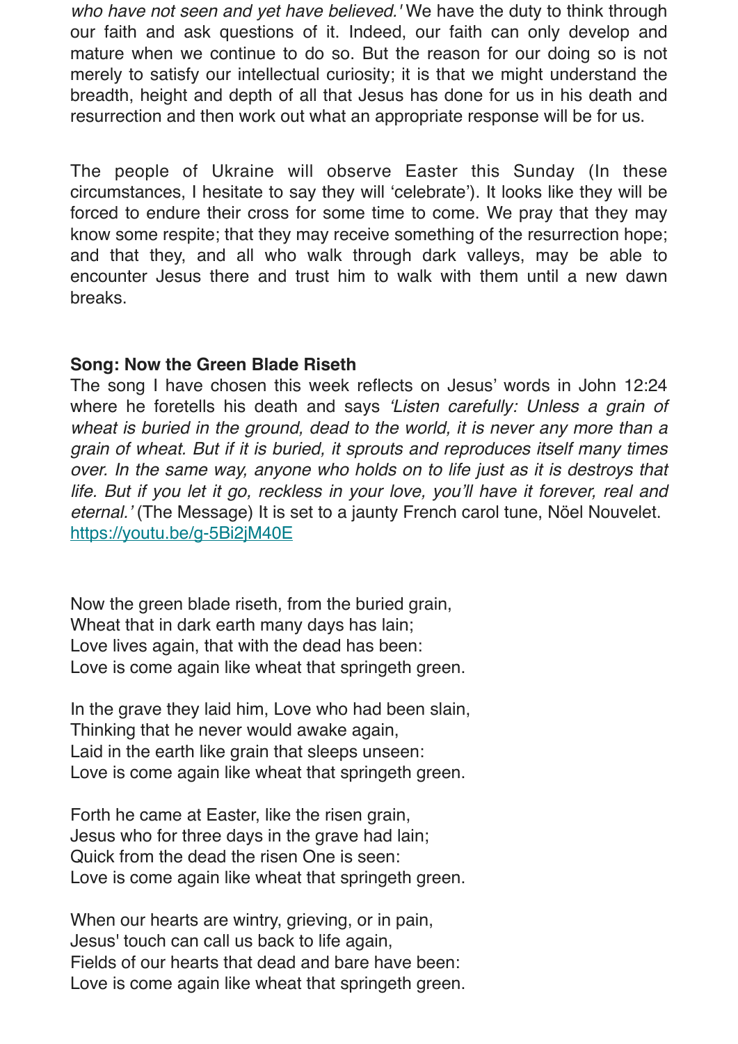*who have not seen and yet have believed.'* We have the duty to think through our faith and ask questions of it. Indeed, our faith can only develop and mature when we continue to do so. But the reason for our doing so is not merely to satisfy our intellectual curiosity; it is that we might understand the breadth, height and depth of all that Jesus has done for us in his death and resurrection and then work out what an appropriate response will be for us.

The people of Ukraine will observe Easter this Sunday (In these circumstances, I hesitate to say they will 'celebrate'). It looks like they will be forced to endure their cross for some time to come. We pray that they may know some respite; that they may receive something of the resurrection hope; and that they, and all who walk through dark valleys, may be able to encounter Jesus there and trust him to walk with them until a new dawn breaks.

**Song: Now the Green Blade Riseth**

The song I have chosen this week reflects on Jesus' words in John 12:24 where he foretells his death and says *'Listen carefully: Unless a grain of wheat is buried in the ground, dead to the world, it is never any more than a grain of wheat. But if it is buried, it sprouts and reproduces itself many times over. In the same way, anyone who holds on to life just as it is destroys that life. But if you let it go, reckless in your love, you'll have it forever, real and eternal.'* (The Message) It is set to a jaunty French carol tune, Nöel Nouvelet.
[https://youtu.be/g-5Bi2jM40E](https://youtu.be/g-5Bi2jM40E)

Now the green blade riseth, from the buried grain,
Wheat that in dark earth many days has lain;
Love lives again, that with the dead has been:
Love is come again like wheat that springeth green.

In the grave they laid him, Love who had been slain,
Thinking that he never would awake again,
Laid in the earth like grain that sleeps unseen:
Love is come again like wheat that springeth green.

Forth he came at Easter, like the risen grain,
Jesus who for three days in the grave had lain;
Quick from the dead the risen One is seen:
Love is come again like wheat that springeth green.

When our hearts are wintry, grieving, or in pain,
Jesus' touch can call us back to life again,
Fields of our hearts that dead and bare have been:
Love is come again like wheat that springeth green.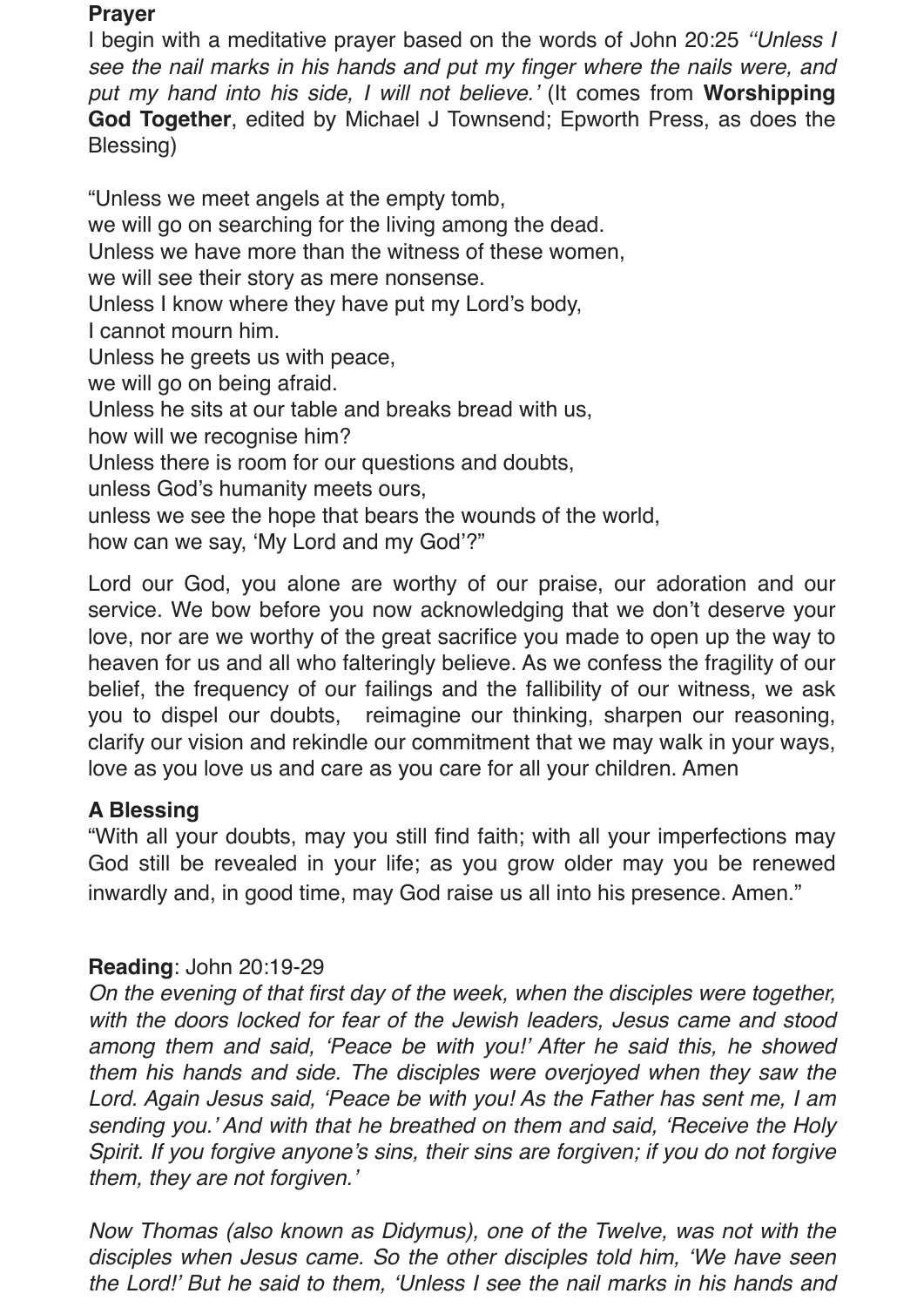**Prayer**

I begin with a meditative prayer based on the words of John 20:25 *"Unless I see the nail marks in his hands and put my finger where the nails were, and put my hand into his side, I will not believe.'* (It comes from **Worshipping God Together**, edited by Michael J Townsend; Epworth Press, as does the Blessing)

"Unless we meet angels at the empty tomb,
we will go on searching for the living among the dead.
Unless we have more than the witness of these women,
we will see their story as mere nonsense.
Unless I know where they have put my Lord's body,
I cannot mourn him.
Unless he greets us with peace,
we will go on being afraid.
Unless he sits at our table and breaks bread with us,
how will we recognise him?
Unless there is room for our questions and doubts,
unless God's humanity meets ours,
unless we see the hope that bears the wounds of the world,
how can we say, 'My Lord and my God'?"

Lord our God, you alone are worthy of our praise, our adoration and our service. We bow before you now acknowledging that we don't deserve your love, nor are we worthy of the great sacrifice you made to open up the way to heaven for us and all who falteringly believe. As we confess the fragility of our belief, the frequency of our failings and the fallibility of our witness, we ask you to dispel our doubts, reimagine our thinking, sharpen our reasoning, clarify our vision and rekindle our commitment that we may walk in your ways, love as you love us and care as you care for all your children. Amen

**A Blessing**

"With all your doubts, may you still find faith; with all your imperfections may God still be revealed in your life; as you grow older may you be renewed inwardly and, in good time, may God raise us all into his presence. Amen."

**Reading**: John 20:19-29

*On the evening of that first day of the week, when the disciples were together, with the doors locked for fear of the Jewish leaders, Jesus came and stood among them and said, 'Peace be with you!' After he said this, he showed them his hands and side. The disciples were overjoyed when they saw the Lord. Again Jesus said, 'Peace be with you! As the Father has sent me, I am sending you.' And with that he breathed on them and said, 'Receive the Holy Spirit. If you forgive anyone's sins, their sins are forgiven; if you do not forgive them, they are not forgiven.'*

*Now Thomas (also known as Didymus), one of the Twelve, was not with the disciples when Jesus came. So the other disciples told him, 'We have seen the Lord!' But he said to them, 'Unless I see the nail marks in his hands and*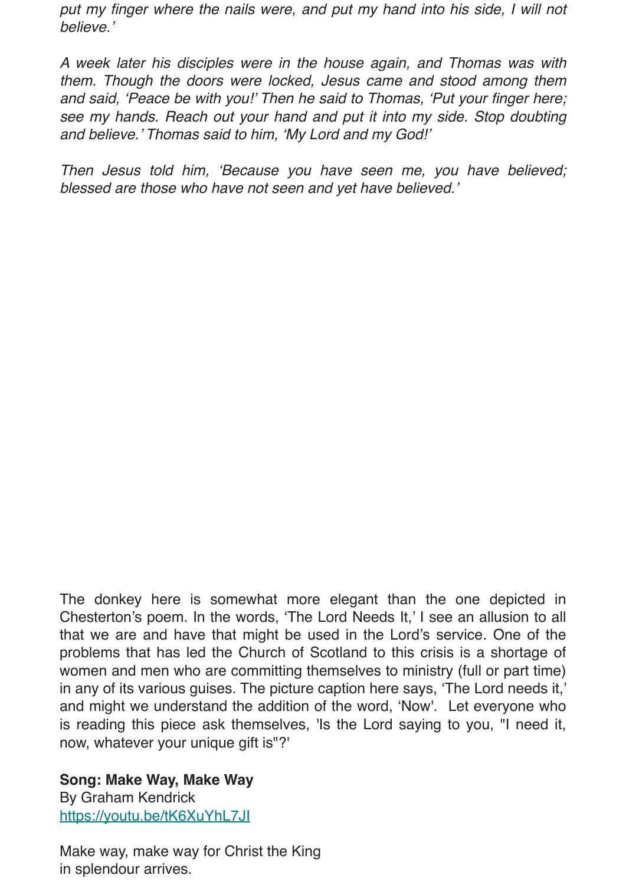*put my finger where the nails were, and put my hand into his side, I will not believe.'*

*A week later his disciples were in the house again, and Thomas was with them. Though the doors were locked, Jesus came and stood among them and said, 'Peace be with you!' Then he said to Thomas, 'Put your finger here; see my hands. Reach out your hand and put it into my side. Stop doubting and believe.' Thomas said to him, 'My Lord and my God!'*

*Then Jesus told him, 'Because you have seen me, you have believed; blessed are those who have not seen and yet have believed.'*

The donkey here is somewhat more elegant than the one depicted in Chesterton's poem. In the words, 'The Lord Needs It,' I see an allusion to all that we are and have that might be used in the Lord's service. One of the problems that has led the Church of Scotland to this crisis is a shortage of women and men who are committing themselves to ministry (full or part time) in any of its various guises. The picture caption here says, 'The Lord needs it,' and might we understand the addition of the word, 'Now'. Let everyone who is reading this piece ask themselves, 'Is the Lord saying to you, "I need it, now, whatever your unique gift is"?'

**Song: Make Way, Make Way**
By Graham Kendrick
https://youtu.be/tK6XuYhL7JI

Make way, make way for Christ the King
in splendour arrives.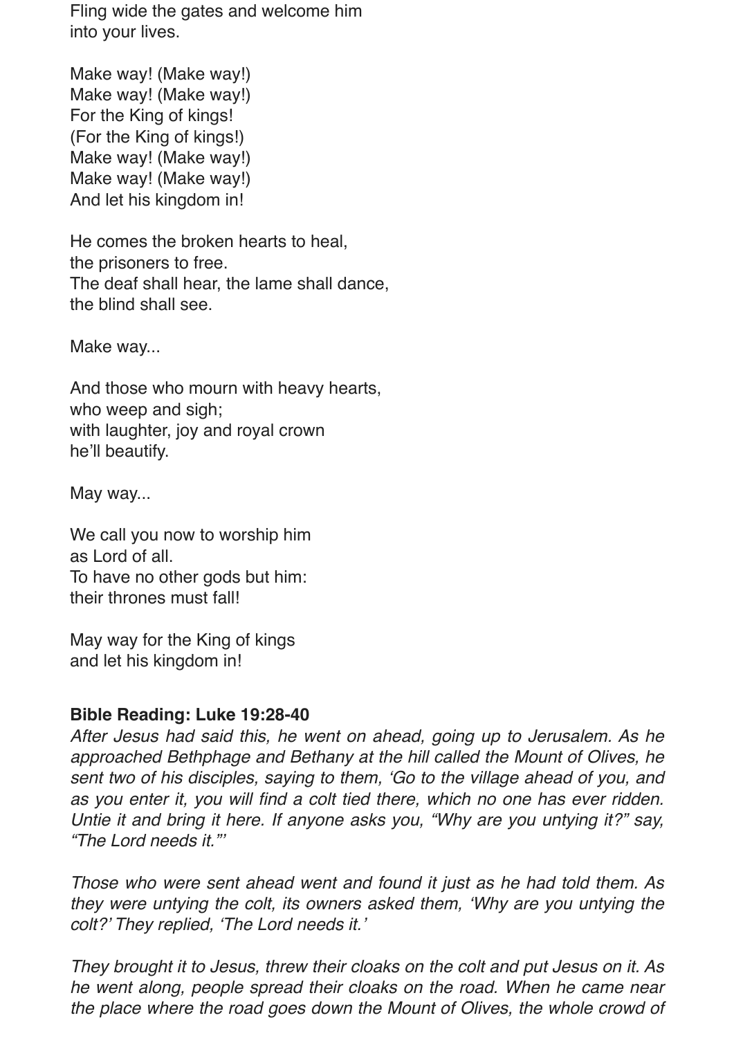Fling wide the gates and welcome him
into your lives.

Make way! (Make way!)
Make way! (Make way!)
For the King of kings!
(For the King of kings!)
Make way! (Make way!)
Make way! (Make way!)
And let his kingdom in!

He comes the broken hearts to heal,
the prisoners to free.
The deaf shall hear, the lame shall dance,
the blind shall see.

Make way...

And those who mourn with heavy hearts,
who weep and sigh;
with laughter, joy and royal crown
he'll beautify.

May way...

We call you now to worship him
as Lord of all.
To have no other gods but him:
their thrones must fall!

May way for the King of kings
and let his kingdom in!

**Bible Reading: Luke 19:28-40**

*After Jesus had said this, he went on ahead, going up to Jerusalem. As he approached Bethphage and Bethany at the hill called the Mount of Olives, he sent two of his disciples, saying to them, 'Go to the village ahead of you, and as you enter it, you will find a colt tied there, which no one has ever ridden. Untie it and bring it here. If anyone asks you, "Why are you untying it?" say, "The Lord needs it."'*

*Those who were sent ahead went and found it just as he had told them. As they were untying the colt, its owners asked them, 'Why are you untying the colt?' They replied, 'The Lord needs it.'*

*They brought it to Jesus, threw their cloaks on the colt and put Jesus on it. As he went along, people spread their cloaks on the road. When he came near the place where the road goes down the Mount of Olives, the whole crowd of*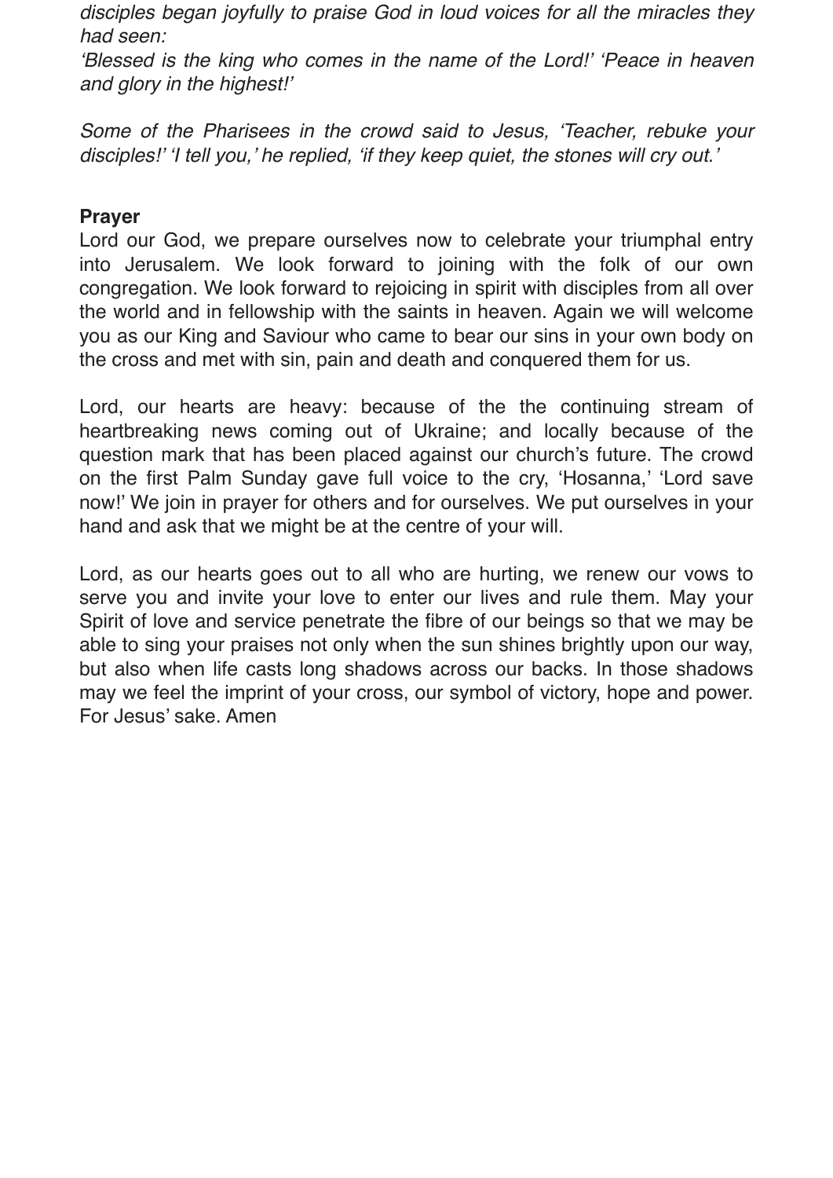*disciples began joyfully to praise God in loud voices for all the miracles they had seen:*

*'Blessed is the king who comes in the name of the Lord!' 'Peace in heaven and glory in the highest!'*

*Some of the Pharisees in the crowd said to Jesus, 'Teacher, rebuke your disciples!' 'I tell you,' he replied, 'if they keep quiet, the stones will cry out.'*

**Prayer**

Lord our God, we prepare ourselves now to celebrate your triumphal entry into Jerusalem. We look forward to joining with the folk of our own congregation. We look forward to rejoicing in spirit with disciples from all over the world and in fellowship with the saints in heaven. Again we will welcome you as our King and Saviour who came to bear our sins in your own body on the cross and met with sin, pain and death and conquered them for us.

Lord, our hearts are heavy: because of the the continuing stream of heartbreaking news coming out of Ukraine; and locally because of the question mark that has been placed against our church's future. The crowd on the first Palm Sunday gave full voice to the cry, 'Hosanna,' 'Lord save now!' We join in prayer for others and for ourselves. We put ourselves in your hand and ask that we might be at the centre of your will.

Lord, as our hearts goes out to all who are hurting, we renew our vows to serve you and invite your love to enter our lives and rule them. May your Spirit of love and service penetrate the fibre of our beings so that we may be able to sing your praises not only when the sun shines brightly upon our way, but also when life casts long shadows across our backs. In those shadows may we feel the imprint of your cross, our symbol of victory, hope and power. For Jesus' sake. Amen